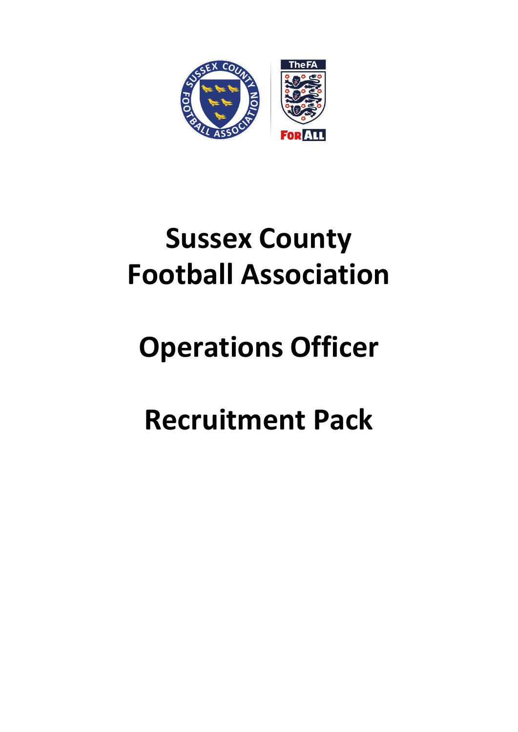# Sussex County Football Association

# Operations Officer

# Recruitment Pack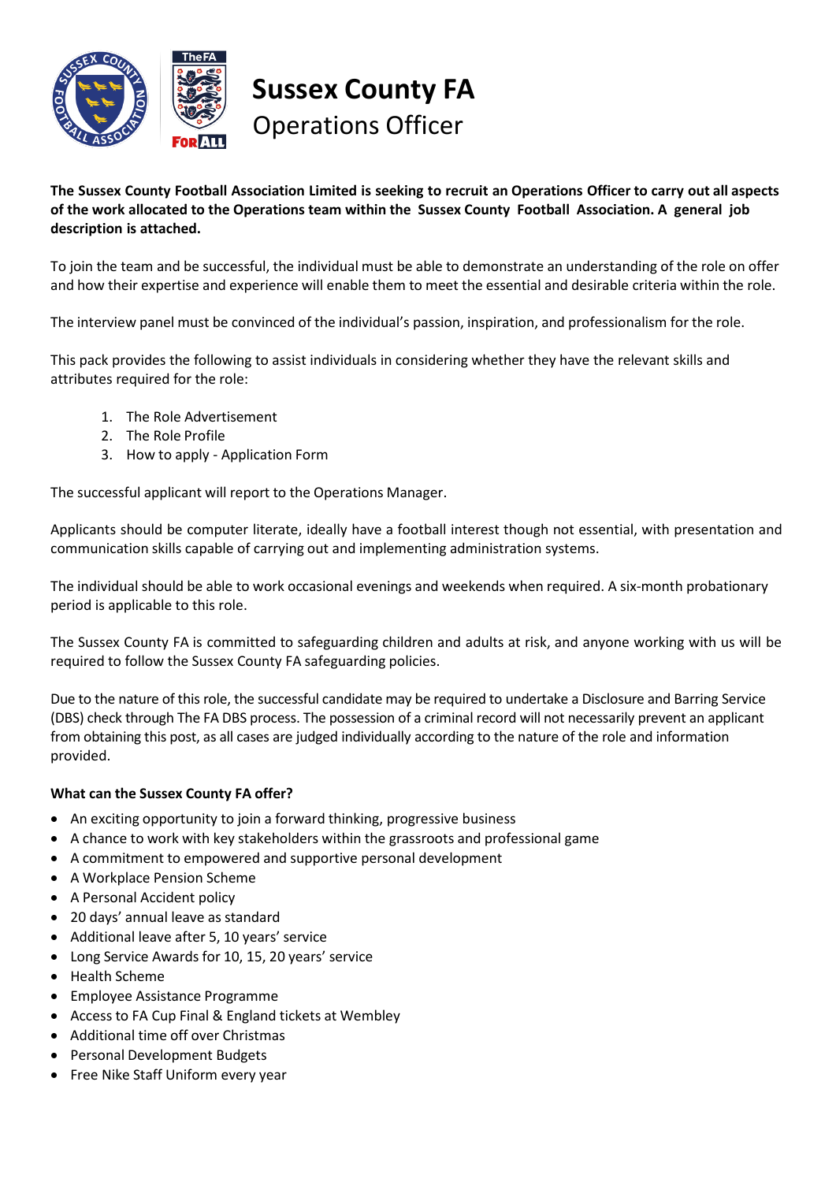# Sussex County FA

## Operations Officer

**The Sussex County Football Association Limited is seeking to recruit an Operations Officer to carry out all aspects of the work allocated to the Operations team within the Sussex County Football Association. A general job description is attached.**

To join the team and be successful, the individual must be able to demonstrate an understanding of the role on offer and how their expertise and experience will enable them to meet the essential and desirable criteria within the role.

The interview panel must be convinced of the individual's passion, inspiration, and professionalism for the role.

This pack provides the following to assist individuals in considering whether they have the relevant skills and attributes required for the role:

1. The Role Advertisement
2. The Role Profile
3. How to apply - Application Form

The successful applicant will report to the Operations Manager.

Applicants should be computer literate, ideally have a football interest though not essential, with presentation and communication skills capable of carrying out and implementing administration systems.

The individual should be able to work occasional evenings and weekends when required. A six-month probationary period is applicable to this role.

The Sussex County FA is committed to safeguarding children and adults at risk, and anyone working with us will be required to follow the Sussex County FA safeguarding policies.

Due to the nature of this role, the successful candidate may be required to undertake a Disclosure and Barring Service (DBS) check through The FA DBS process. The possession of a criminal record will not necessarily prevent an applicant from obtaining this post, as all cases are judged individually according to the nature of the role and information provided.

**What can the Sussex County FA offer?**

- An exciting opportunity to join a forward thinking, progressive business
- A chance to work with key stakeholders within the grassroots and professional game
- A commitment to empowered and supportive personal development
- A Workplace Pension Scheme
- A Personal Accident policy
- 20 days' annual leave as standard
- Additional leave after 5, 10 years' service
- Long Service Awards for 10, 15, 20 years' service
- Health Scheme
- Employee Assistance Programme
- Access to FA Cup Final & England tickets at Wembley
- Additional time off over Christmas
- Personal Development Budgets
- Free Nike Staff Uniform every year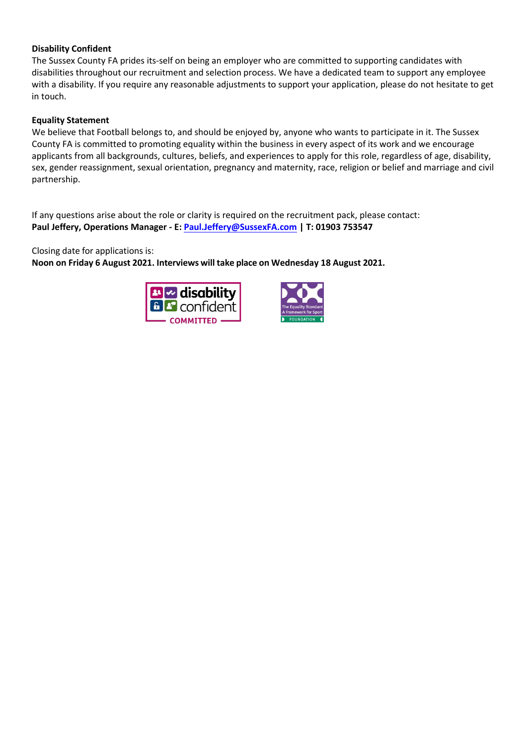**Disability Confident**

The Sussex County FA prides its-self on being an employer who are committed to supporting candidates with disabilities throughout our recruitment and selection process. We have a dedicated team to support any employee with a disability. If you require any reasonable adjustments to support your application, please do not hesitate to get in touch.

**Equality Statement**

We believe that Football belongs to, and should be enjoyed by, anyone who wants to participate in it. The Sussex County FA is committed to promoting equality within the business in every aspect of its work and we encourage applicants from all backgrounds, cultures, beliefs, and experiences to apply for this role, regardless of age, disability, sex, gender reassignment, sexual orientation, pregnancy and maternity, race, religion or belief and marriage and civil partnership.

If any questions arise about the role or clarity is required on the recruitment pack, please contact:
**Paul Jeffery, Operations Manager - E: Paul.Jeffery@SussexFA.com | T: 01903 753547**

Closing date for applications is:
**Noon on Friday 6 August 2021. Interviews will take place on Wednesday 18 August 2021.**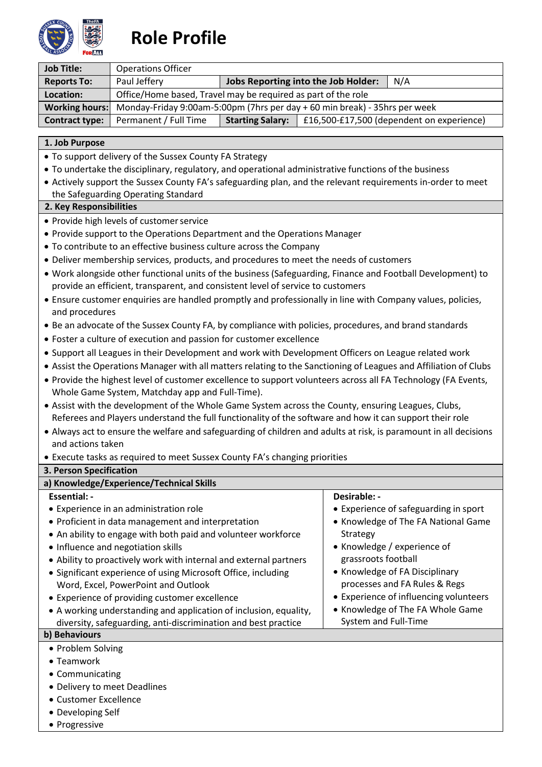# Role Profile

| Job Title: | Operations Officer | | |
|---|---|---|---|
| Reports To: | Paul Jeffery | Jobs Reporting into the Job Holder: | N/A |
| Location: | Office/Home based, Travel may be required as part of the role | | |
| Working hours: | Monday-Friday 9:00am-5:00pm (7hrs per day + 60 min break) - 35hrs per week | | |
| Contract type: | Permanent / Full Time | Starting Salary: | £16,500-£17,500 (dependent on experience) |

## 1. Job Purpose

- To support delivery of the Sussex County FA Strategy
- To undertake the disciplinary, regulatory, and operational administrative functions of the business
- Actively support the Sussex County FA's safeguarding plan, and the relevant requirements in-order to meet the Safeguarding Operating Standard

## 2. Key Responsibilities

- Provide high levels of customer service
- Provide support to the Operations Department and the Operations Manager
- To contribute to an effective business culture across the Company
- Deliver membership services, products, and procedures to meet the needs of customers
- Work alongside other functional units of the business (Safeguarding, Finance and Football Development) to provide an efficient, transparent, and consistent level of service to customers
- Ensure customer enquiries are handled promptly and professionally in line with Company values, policies, and procedures
- Be an advocate of the Sussex County FA, by compliance with policies, procedures, and brand standards
- Foster a culture of execution and passion for customer excellence
- Support all Leagues in their Development and work with Development Officers on League related work
- Assist the Operations Manager with all matters relating to the Sanctioning of Leagues and Affiliation of Clubs
- Provide the highest level of customer excellence to support volunteers across all FA Technology (FA Events, Whole Game System, Matchday app and Full-Time).
- Assist with the development of the Whole Game System across the County, ensuring Leagues, Clubs, Referees and Players understand the full functionality of the software and how it can support their role
- Always act to ensure the welfare and safeguarding of children and adults at risk, is paramount in all decisions and actions taken
- Execute tasks as required to meet Sussex County FA's changing priorities

## 3. Person Specification

### a) Knowledge/Experience/Technical Skills

**Essential: -**

- Experience in an administration role
- Proficient in data management and interpretation
- An ability to engage with both paid and volunteer workforce
- Influence and negotiation skills
- Ability to proactively work with internal and external partners
- Significant experience of using Microsoft Office, including Word, Excel, PowerPoint and Outlook
- Experience of providing customer excellence
- A working understanding and application of inclusion, equality, diversity, safeguarding, anti-discrimination and best practice

**Desirable: -**

- Experience of safeguarding in sport
- Knowledge of The FA National Game Strategy
- Knowledge / experience of grassroots football
- Knowledge of FA Disciplinary processes and FA Rules & Regs
- Experience of influencing volunteers
- Knowledge of The FA Whole Game System and Full-Time

### b) Behaviours

- Problem Solving
- Teamwork
- Communicating
- Delivery to meet Deadlines
- Customer Excellence
- Developing Self
- Progressive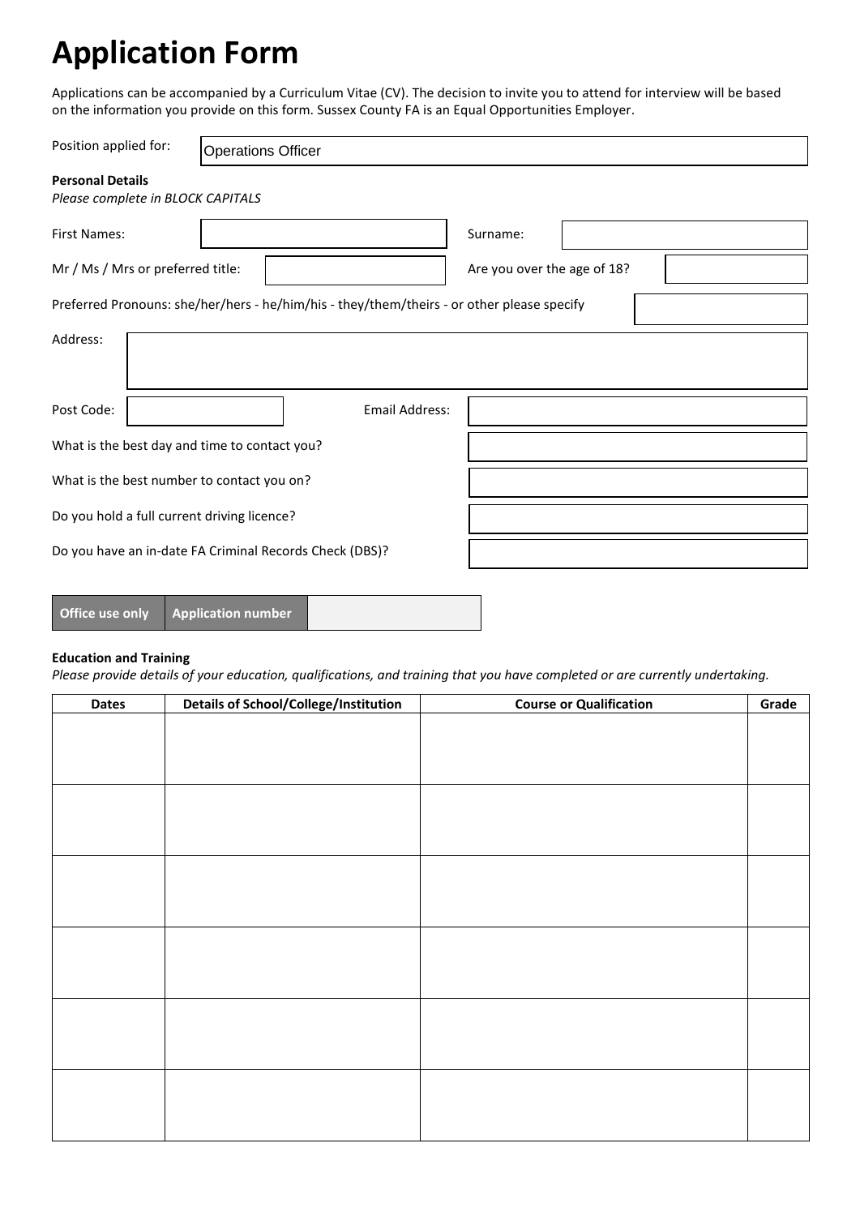# Application Form

Applications can be accompanied by a Curriculum Vitae (CV). The decision to invite you to attend for interview will be based on the information you provide on this form. Sussex County FA is an Equal Opportunities Employer.

Position applied for: Operations Officer

**Personal Details**
*Please complete in BLOCK CAPITALS*

First Names: 

Surname: 

Mr / Ms / Mrs or preferred title: 

Are you over the age of 18? 

Preferred Pronouns: she/her/hers - he/him/his - they/them/theirs - or other please specify 

Address: 

Post Code: 

Email Address: 

What is the best day and time to contact you? 

What is the best number to contact you on? 

Do you hold a full current driving licence? 

Do you have an in-date FA Criminal Records Check (DBS)? 

| Office use only | Application number | |
|---|---|---|

**Education and Training**
*Please provide details of your education, qualifications, and training that you have completed or are currently undertaking.*

| Dates | Details of School/College/Institution | Course or Qualification | Grade |
|---|---|---|---|
| | | | |
| | | | |
| | | | |
| | | | |
| | | | |
| | | | |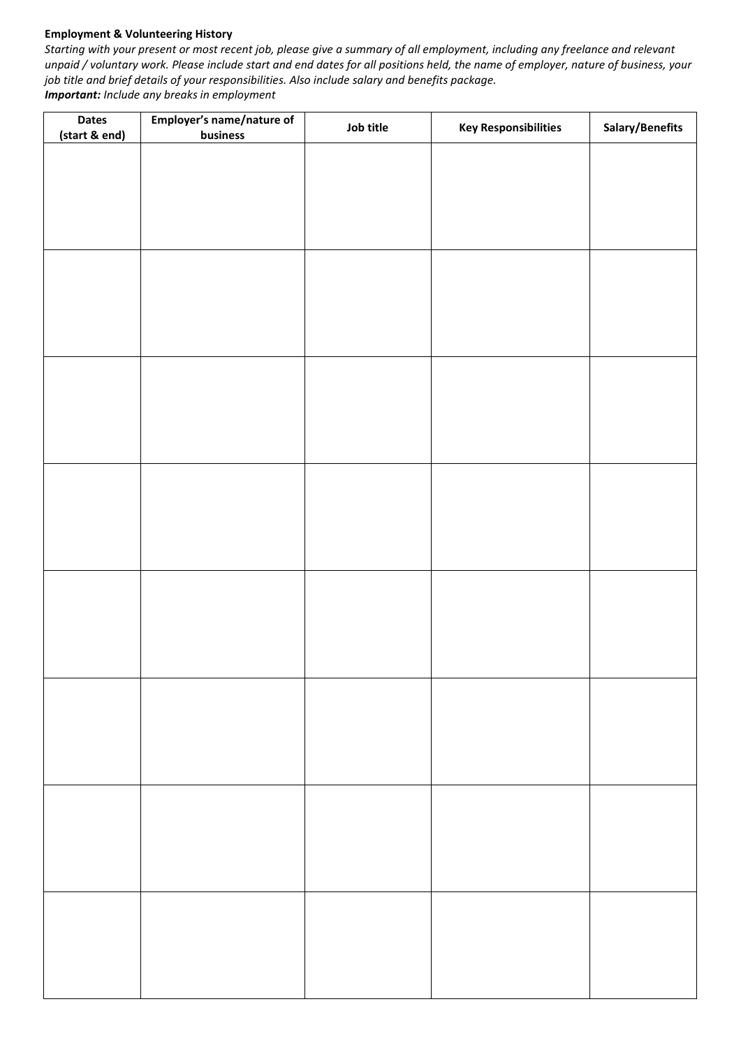**Employment & Volunteering History**

*Starting with your present or most recent job, please give a summary of all employment, including any freelance and relevant unpaid / voluntary work. Please include start and end dates for all positions held, the name of employer, nature of business, your job title and brief details of your responsibilities. Also include salary and benefits package.*

***Important:*** *Include any breaks in employment*

| Dates (start & end) | Employer's name/nature of business | Job title | Key Responsibilities | Salary/Benefits |
|---|---|---|---|---|
| | | | | |
| | | | | |
| | | | | |
| | | | | |
| | | | | |
| | | | | |
| | | | | |
| | | | | |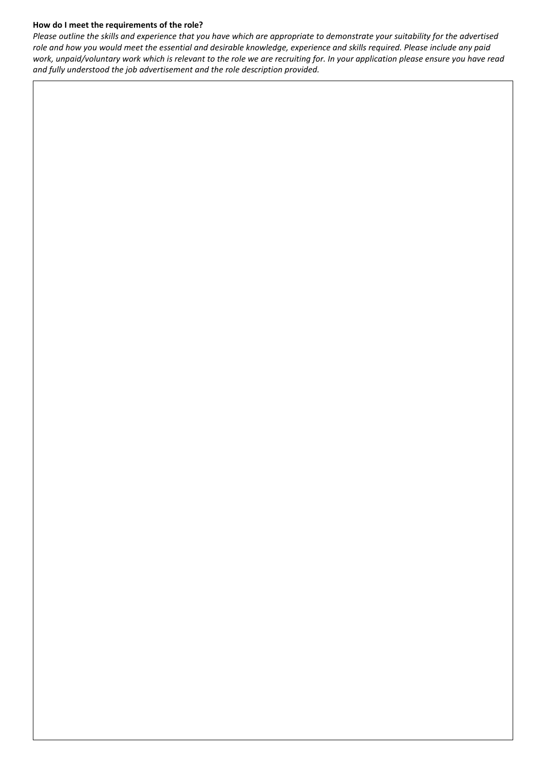**How do I meet the requirements of the role?**

*Please outline the skills and experience that you have which are appropriate to demonstrate your suitability for the advertised role and how you would meet the essential and desirable knowledge, experience and skills required. Please include any paid work, unpaid/voluntary work which is relevant to the role we are recruiting for. In your application please ensure you have read and fully understood the job advertisement and the role description provided.*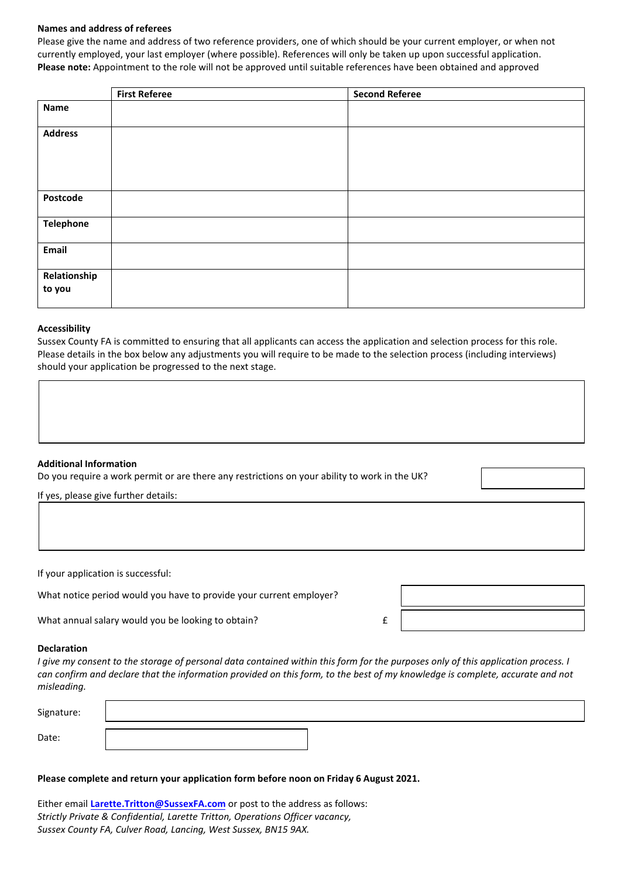**Names and address of referees**

Please give the name and address of two reference providers, one of which should be your current employer, or when not currently employed, your last employer (where possible). References will only be taken up upon successful application.
**Please note:** Appointment to the role will not be approved until suitable references have been obtained and approved

| | **First Referee** | **Second Referee** |
|---|---|---|
| **Name** | | |
| **Address** | | |
| **Postcode** | | |
| **Telephone** | | |
| **Email** | | |
| **Relationship to you** | | |

**Accessibility**

Sussex County FA is committed to ensuring that all applicants can access the application and selection process for this role. Please details in the box below any adjustments you will require to be made to the selection process (including interviews) should your application be progressed to the next stage.

**Additional Information**

Do you require a work permit or are there any restrictions on your ability to work in the UK?

If yes, please give further details:

If your application is successful:

What notice period would you have to provide your current employer?

What annual salary would you be looking to obtain? £

**Declaration**

*I give my consent to the storage of personal data contained within this form for the purposes only of this application process. I can confirm and declare that the information provided on this form, to the best of my knowledge is complete, accurate and not misleading.*

Signature:

Date:

**Please complete and return your application form before noon on Friday 6 August 2021.**

Either email **Larette.Tritton@SussexFA.com** or post to the address as follows:
*Strictly Private & Confidential, Larette Tritton, Operations Officer vacancy,*
*Sussex County FA, Culver Road, Lancing, West Sussex, BN15 9AX.*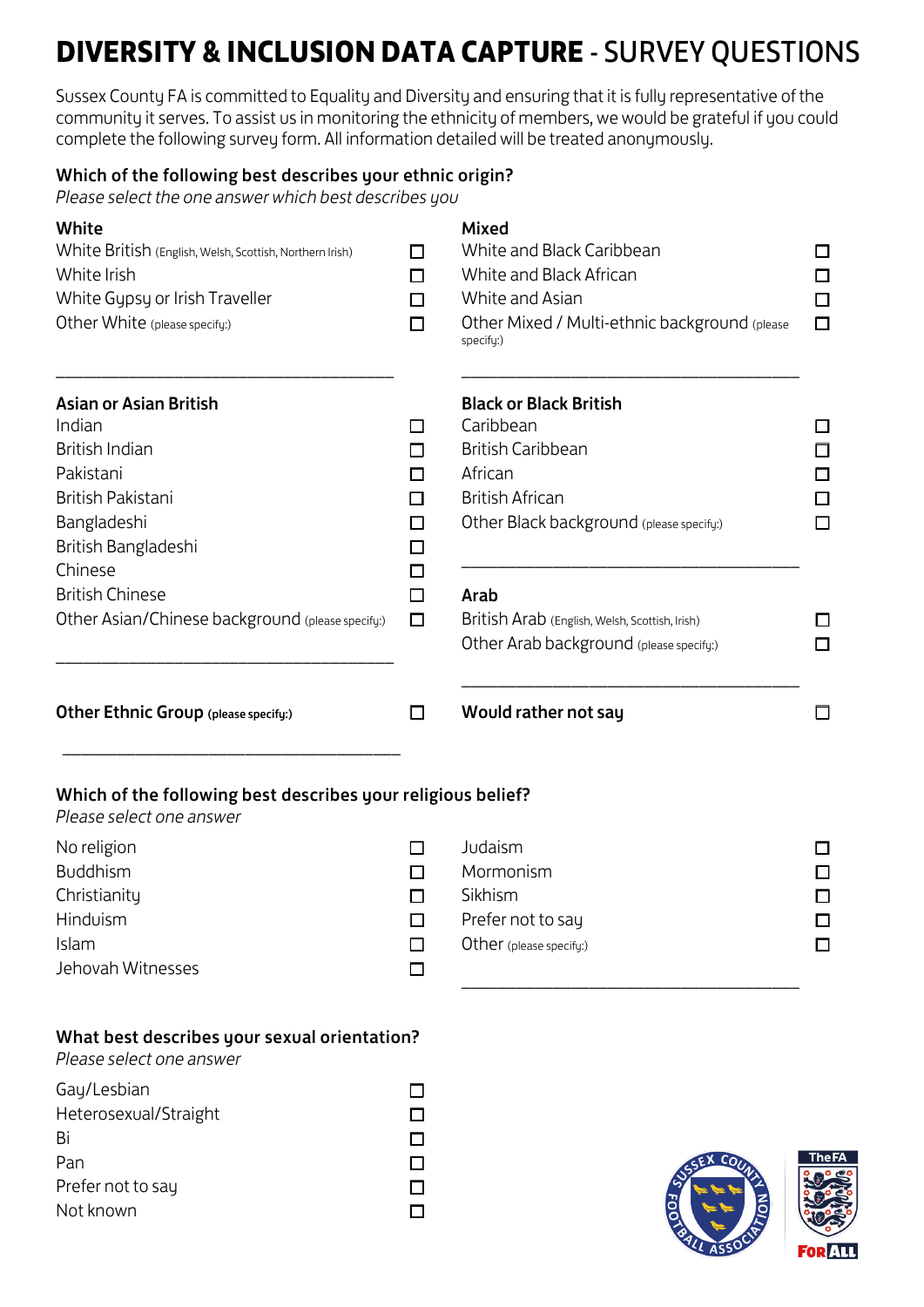# **DIVERSITY & INCLUSION DATA CAPTURE** - SURVEY QUESTIONS

Sussex County FA is committed to Equality and Diversity and ensuring that it is fully representative of the community it serves. To assist us in monitoring the ethnicity of members, we would be grateful if you could complete the following survey form. All information detailed will be treated anonymously.

### Which of the following best describes your ethnic origin?

*Please select the one answer which best describes you*

**White**

- White British (English, Welsh, Scottish, Northern Irish) ☐
- White Irish ☐
- White Gypsy or Irish Traveller ☐
- Other White (please specify:) ☐

\_\_\_\_\_\_\_\_\_\_\_\_\_\_\_\_\_\_\_\_\_\_\_\_\_\_\_\_\_\_\_\_\_\_\_\_

**Mixed**

- White and Black Caribbean ☐
- White and Black African ☐
- White and Asian ☐
- Other Mixed / Multi-ethnic background (please specify:) ☐

\_\_\_\_\_\_\_\_\_\_\_\_\_\_\_\_\_\_\_\_\_\_\_\_\_\_\_\_\_\_\_\_\_\_\_\_

**Asian or Asian British**

- Indian ☐
- British Indian ☐
- Pakistani ☐
- British Pakistani ☐
- Bangladeshi ☐
- British Bangladeshi ☐
- Chinese ☐
- British Chinese ☐
- Other Asian/Chinese background (please specify:) ☐

\_\_\_\_\_\_\_\_\_\_\_\_\_\_\_\_\_\_\_\_\_\_\_\_\_\_\_\_\_\_\_\_\_\_\_\_

**Black or Black British**

- Caribbean ☐
- British Caribbean ☐
- African ☐
- British African ☐
- Other Black background (please specify:) ☐

\_\_\_\_\_\_\_\_\_\_\_\_\_\_\_\_\_\_\_\_\_\_\_\_\_\_\_\_\_\_\_\_\_\_\_\_

**Arab**

- British Arab (English, Welsh, Scottish, Irish) ☐
- Other Arab background (please specify:) ☐

\_\_\_\_\_\_\_\_\_\_\_\_\_\_\_\_\_\_\_\_\_\_\_\_\_\_\_\_\_\_\_\_\_\_\_\_

**Other Ethnic Group (please specify:)** ☐

\_\_\_\_\_\_\_\_\_\_\_\_\_\_\_\_\_\_\_\_\_\_\_\_\_\_\_\_\_\_\_\_\_\_\_\_

**Would rather not say** ☐

### Which of the following best describes your religious belief?

*Please select one answer*

- No religion ☐
- Buddhism ☐
- Christianity ☐
- Hinduism ☐
- Islam ☐
- Jehovah Witnesses ☐
- Judaism ☐
- Mormonism ☐
- Sikhism ☐
- Prefer not to say ☐
- Other (please specify:) ☐

\_\_\_\_\_\_\_\_\_\_\_\_\_\_\_\_\_\_\_\_\_\_\_\_\_\_\_\_\_\_\_\_\_\_\_\_

### What best describes your sexual orientation?

*Please select one answer*

- Gay/Lesbian ☐
- Heterosexual/Straight ☐
- Bi ☐
- Pan ☐
- Prefer not to say ☐
- Not known ☐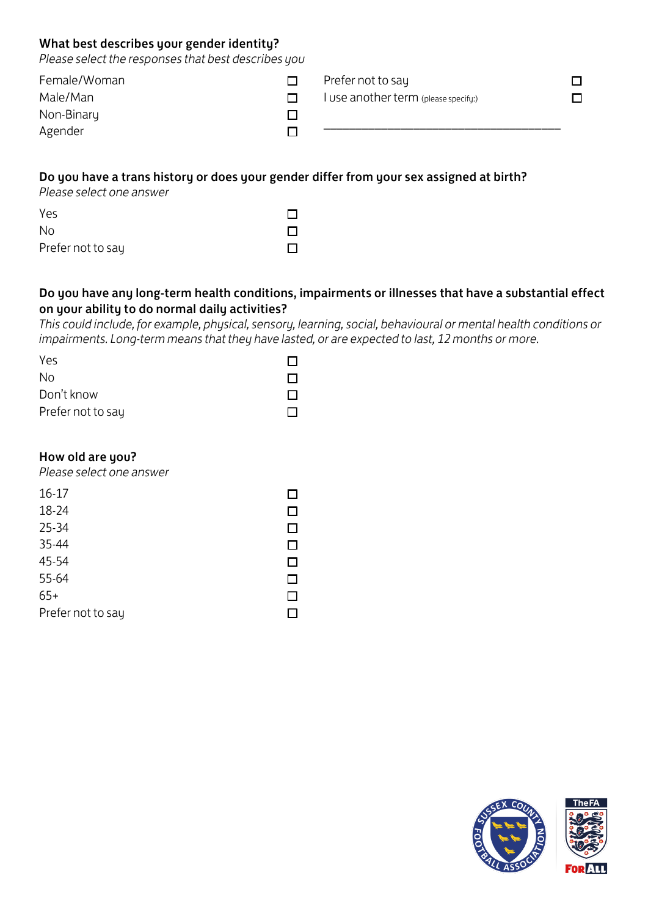**What best describes your gender identity?**

*Please select the responses that best describes you*

| | | | |
|---|---|---|---|
| Female/Woman | ☐ | Prefer not to say | ☐ |
| Male/Man | ☐ | I use another term (please specify:) | ☐ |
| Non-Binary | ☐ | | |
| Agender | ☐ | ______________________________ | |

**Do you have a trans history or does your gender differ from your sex assigned at birth?**

*Please select one answer*

| | |
|---|---|
| Yes | ☐ |
| No | ☐ |
| Prefer not to say | ☐ |

**Do you have any long-term health conditions, impairments or illnesses that have a substantial effect on your ability to do normal daily activities?**

*This could include, for example, physical, sensory, learning, social, behavioural or mental health conditions or impairments. Long-term means that they have lasted, or are expected to last, 12 months or more.*

| | |
|---|---|
| Yes | ☐ |
| No | ☐ |
| Don't know | ☐ |
| Prefer not to say | ☐ |

**How old are you?**

*Please select one answer*

| | |
|---|---|
| 16-17 | ☐ |
| 18-24 | ☐ |
| 25-34 | ☐ |
| 35-44 | ☐ |
| 45-54 | ☐ |
| 55-64 | ☐ |
| 65+ | ☐ |
| Prefer not to say | ☐ |